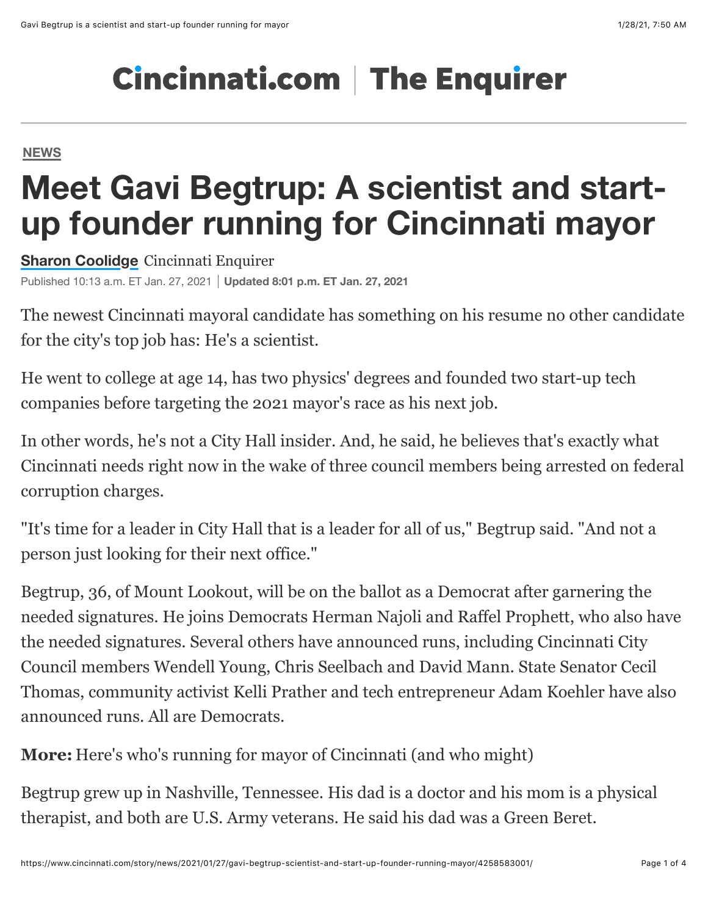Cincinnati.com | The Enquirer

NEWS

# Meet Gavi Begtrup: A scientist and start-up founder running for Cincinnati mayor

**Sharon Coolidge** Cincinnati Enquirer

Published 10:13 a.m. ET Jan. 27, 2021 | **Updated 8:01 p.m. ET Jan. 27, 2021**

The newest Cincinnati mayoral candidate has something on his resume no other candidate for the city's top job has: He's a scientist.

He went to college at age 14, has two physics' degrees and founded two start-up tech companies before targeting the 2021 mayor's race as his next job.

In other words, he's not a City Hall insider. And, he said, he believes that's exactly what Cincinnati needs right now in the wake of three council members being arrested on federal corruption charges.

"It's time for a leader in City Hall that is a leader for all of us," Begtrup said. "And not a person just looking for their next office."

Begtrup, 36, of Mount Lookout, will be on the ballot as a Democrat after garnering the needed signatures. He joins Democrats Herman Najoli and Raffel Prophett, who also have the needed signatures. Several others have announced runs, including Cincinnati City Council members Wendell Young, Chris Seelbach and David Mann. State Senator Cecil Thomas, community activist Kelli Prather and tech entrepreneur Adam Koehler have also announced runs. All are Democrats.

**More:** Here's who's running for mayor of Cincinnati (and who might)

Begtrup grew up in Nashville, Tennessee. His dad is a doctor and his mom is a physical therapist, and both are U.S. Army veterans. He said his dad was a Green Beret.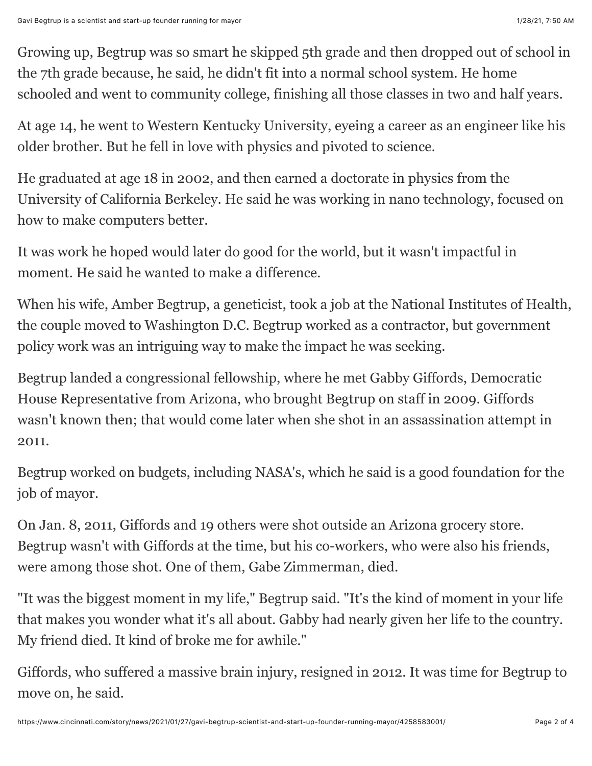Growing up, Begtrup was so smart he skipped 5th grade and then dropped out of school in the 7th grade because, he said, he didn't fit into a normal school system. He home schooled and went to community college, finishing all those classes in two and half years.

At age 14, he went to Western Kentucky University, eyeing a career as an engineer like his older brother. But he fell in love with physics and pivoted to science.

He graduated at age 18 in 2002, and then earned a doctorate in physics from the University of California Berkeley. He said he was working in nano technology, focused on how to make computers better.

It was work he hoped would later do good for the world, but it wasn't impactful in moment. He said he wanted to make a difference.

When his wife, Amber Begtrup, a geneticist, took a job at the National Institutes of Health, the couple moved to Washington D.C. Begtrup worked as a contractor, but government policy work was an intriguing way to make the impact he was seeking.

Begtrup landed a congressional fellowship, where he met Gabby Giffords, Democratic House Representative from Arizona, who brought Begtrup on staff in 2009. Giffords wasn't known then; that would come later when she shot in an assassination attempt in 2011.

Begtrup worked on budgets, including NASA's, which he said is a good foundation for the job of mayor.

On Jan. 8, 2011, Giffords and 19 others were shot outside an Arizona grocery store. Begtrup wasn't with Giffords at the time, but his co-workers, who were also his friends, were among those shot. One of them, Gabe Zimmerman, died.

"It was the biggest moment in my life," Begtrup said. "It's the kind of moment in your life that makes you wonder what it's all about. Gabby had nearly given her life to the country. My friend died. It kind of broke me for awhile."

Giffords, who suffered a massive brain injury, resigned in 2012. It was time for Begtrup to move on, he said.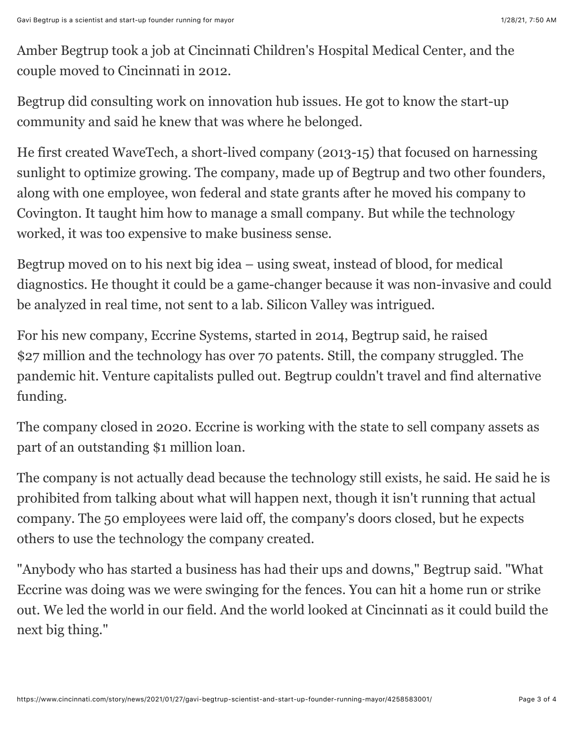Amber Begtrup took a job at Cincinnati Children's Hospital Medical Center, and the couple moved to Cincinnati in 2012.

Begtrup did consulting work on innovation hub issues. He got to know the start-up community and said he knew that was where he belonged.

He first created WaveTech, a short-lived company (2013-15) that focused on harnessing sunlight to optimize growing. The company, made up of Begtrup and two other founders, along with one employee, won federal and state grants after he moved his company to Covington. It taught him how to manage a small company. But while the technology worked, it was too expensive to make business sense.

Begtrup moved on to his next big idea – using sweat, instead of blood, for medical diagnostics. He thought it could be a game-changer because it was non-invasive and could be analyzed in real time, not sent to a lab. Silicon Valley was intrigued.

For his new company, Eccrine Systems, started in 2014, Begtrup said, he raised $27 million and the technology has over 70 patents. Still, the company struggled. The pandemic hit. Venture capitalists pulled out. Begtrup couldn't travel and find alternative funding.

The company closed in 2020. Eccrine is working with the state to sell company assets as part of an outstanding $1 million loan.

The company is not actually dead because the technology still exists, he said. He said he is prohibited from talking about what will happen next, though it isn't running that actual company. The 50 employees were laid off, the company's doors closed, but he expects others to use the technology the company created.

"Anybody who has started a business has had their ups and downs," Begtrup said. "What Eccrine was doing was we were swinging for the fences. You can hit a home run or strike out. We led the world in our field. And the world looked at Cincinnati as it could build the next big thing."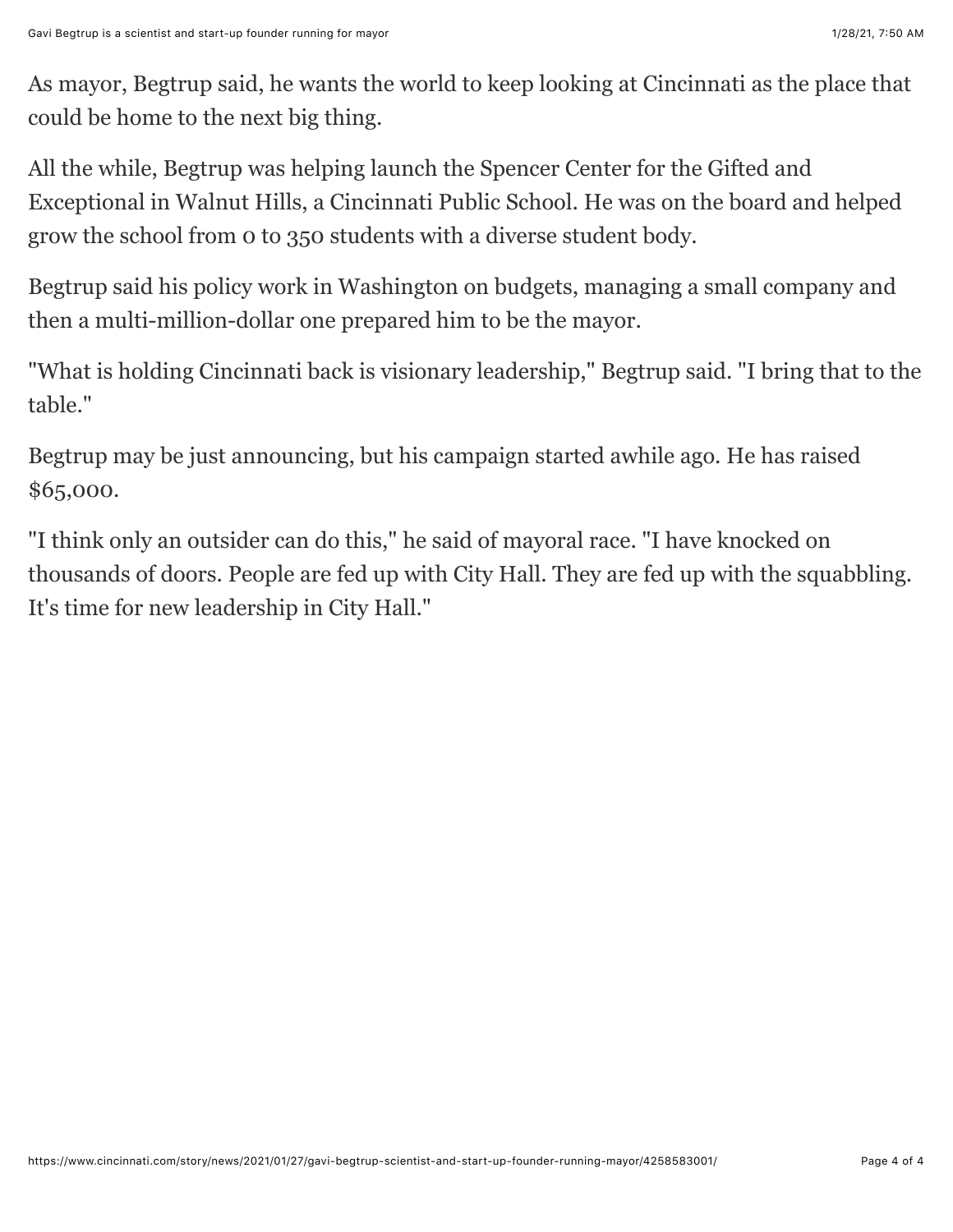As mayor, Begtrup said, he wants the world to keep looking at Cincinnati as the place that could be home to the next big thing.

All the while, Begtrup was helping launch the Spencer Center for the Gifted and Exceptional in Walnut Hills, a Cincinnati Public School. He was on the board and helped grow the school from 0 to 350 students with a diverse student body.

Begtrup said his policy work in Washington on budgets, managing a small company and then a multi-million-dollar one prepared him to be the mayor.

"What is holding Cincinnati back is visionary leadership," Begtrup said. "I bring that to the table."

Begtrup may be just announcing, but his campaign started awhile ago. He has raised $65,000.

"I think only an outsider can do this," he said of mayoral race. "I have knocked on thousands of doors. People are fed up with City Hall. They are fed up with the squabbling. It's time for new leadership in City Hall."